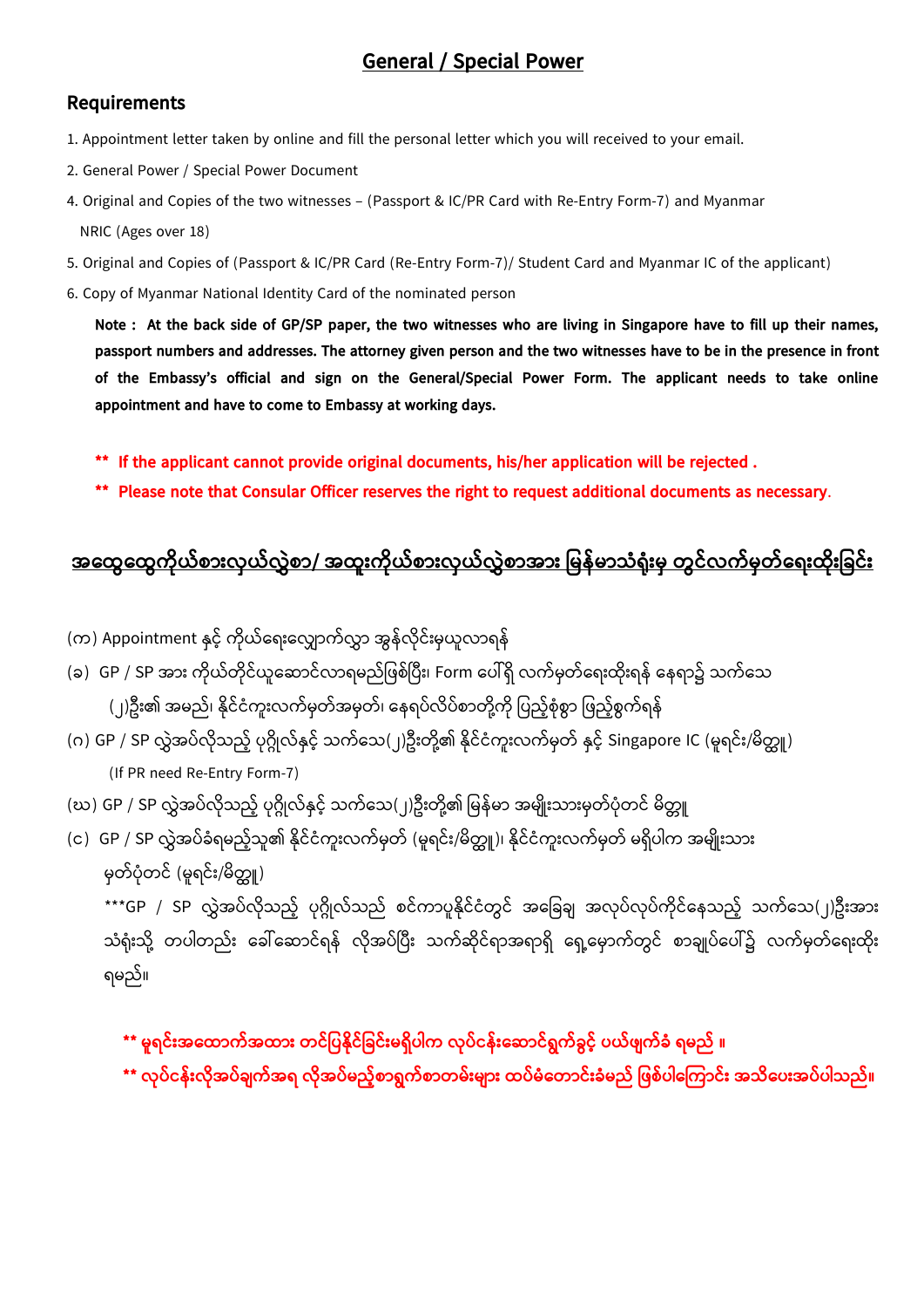# General / Special Power

## Requirements

1. Appointment letter taken by online and fill the personal letter which you will received to your email.
2. General Power / Special Power Document
4. Original and Copies of the two witnesses – (Passport & IC/PR Card with Re-Entry Form-7) and Myanmar NRIC (Ages over 18)
5. Original and Copies of (Passport & IC/PR Card (Re-Entry Form-7)/ Student Card and Myanmar IC of the applicant)
6. Copy of Myanmar National Identity Card of the nominated person

**Note : At the back side of GP/SP paper, the two witnesses who are living in Singapore have to fill up their names, passport numbers and addresses. The attorney given person and the two witnesses have to be in the presence in front of the Embassy's official and sign on the General/Special Power Form. The applicant needs to take online appointment and have to come to Embassy at working days.**

**\*\* If the applicant cannot provide original documents, his/her application will be rejected .**

**\*\* Please note that Consular Officer reserves the right to request additional documents as necessary.**

## အထွေထွေကိုယ်စားလှယ်လွှဲစာ/ အထူးကိုယ်စားလှယ်လွှဲစာအား မြန်မာသံရုံးမှ တွင်လက်မှတ်ရေးထိုးခြင်း

(က) Appointment နှင့် ကိုယ်ရေးလျှောက်လွှာ အွန်လိုင်းမှယူလာရန်

(ခ) GP / SP အား ကိုယ်တိုင်ယူဆောင်လာရမည်ဖြစ်ပြီး၊ Form ပေါ်ရှိ လက်မှတ်ရေးထိုးရန် နေရာ၌ သက်သေ (၂)ဦး၏ အမည်၊ နိုင်ငံကူးလက်မှတ်အမှတ်၊ နေရပ်လိပ်စာတို့ကို ပြည့်စုံစွာ ဖြည့်စွက်ရန်

(ဂ) GP / SP လွှဲအပ်လိုသည့် ပုဂ္ဂိုလ်နှင့် သက်သေ(၂)ဦးတို့၏ နိုင်ငံကူးလက်မှတ် နှင့် Singapore IC (မူရင်း/မိတ္တူ) (If PR need Re-Entry Form-7)

(ဃ) GP / SP လွှဲအပ်လိုသည့် ပုဂ္ဂိုလ်နှင့် သက်သေ(၂)ဦးတို့၏ မြန်မာ အမျိုးသားမှတ်ပုံတင် မိတ္တူ

(င) GP / SP လွှဲအပ်ခံရမည့်သူ၏ နိုင်ငံကူးလက်မှတ် (မူရင်း/မိတ္တူ)၊ နိုင်ငံကူးလက်မှတ် မရှိပါက အမျိုးသား မှတ်ပုံတင် (မူရင်း/မိတ္တူ)

\*\*\*GP / SP လွှဲအပ်လိုသည့် ပုဂ္ဂိုလ်သည် စင်ကာပူနိုင်ငံတွင် အခြေချ အလုပ်လုပ်ကိုင်နေသည့် သက်သေ(၂)ဦးအား သံရုံးသို့ တပါတည်း ခေါ်ဆောင်ရန် လိုအပ်ပြီး သက်ဆိုင်ရာအရာရှိ ရှေ့မှောက်တွင် စာချုပ်ပေါ်၌ လက်မှတ်ရေးထိုး ရမည်။

**\*\* မူရင်းအထောက်အထား တင်ပြနိုင်ခြင်းမရှိပါက လုပ်ငန်းဆောင်ရွက်ခွင့် ပယ်ဖျက်ခံ ရမည် ။**

**\*\* လုပ်ငန်းလိုအပ်ချက်အရ လိုအပ်မည့်စာရွက်စာတမ်းများ ထပ်မံတောင်းခံမည် ဖြစ်ပါကြောင်း အသိပေးအပ်ပါသည်။**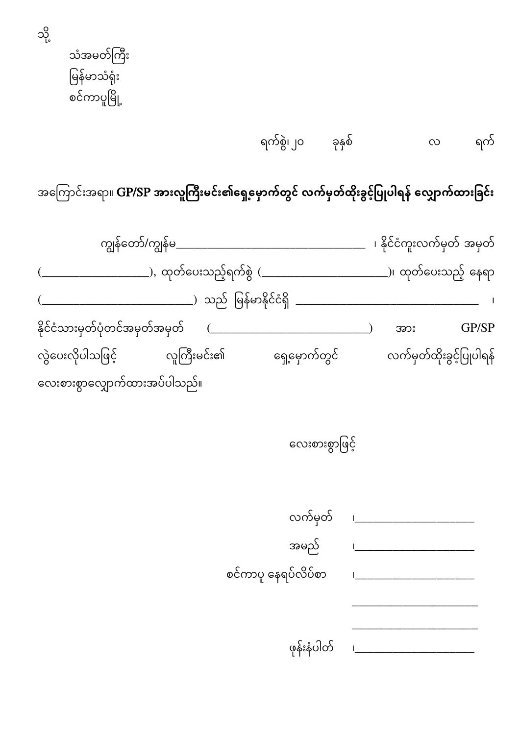သို့

သံအမတ်ကြီး
မြန်မာသံရုံး
စင်ကာပူမြို့

ရက်စွဲ၊ ၂၀      ခုနှစ်      လ      ရက်

အကြောင်းအရာ။ **GP/SP အားလူကြီးမင်း၏ရှေ့မှောက်တွင် လက်မှတ်ထိုးခွင့်ပြုပါရန် လျှောက်ထားခြင်း**

ကျွန်တော်/ကျွန်မ________________________________ ၊ နိုင်ငံကူးလက်မှတ် အမှတ် (__________________), ထုတ်ပေးသည့်ရက်စွဲ (_____________________)၊ ထုတ်ပေးသည့် နေရာ (__________________________) သည် မြန်မာနိုင်ငံရှိ _______________________________ ၊ နိုင်ငံသားမှတ်ပုံတင်အမှတ်အမှတ် (__________________________) အား GP/SP လွှဲပေးလိုပါသဖြင့် လူကြီးမင်း၏ ရှေ့မှောက်တွင် လက်မှတ်ထိုးခွင့်ပြုပါရန် လေးစားစွာလျှောက်ထားအပ်ပါသည်။

လေးစားစွာဖြင့်

လက်မှတ် ၊____________________

အမည် ၊____________________

စင်ကာပူ နေရပ်လိပ်စာ ၊____________________

____________________

____________________

ဖုန်းနံပါတ် ၊____________________